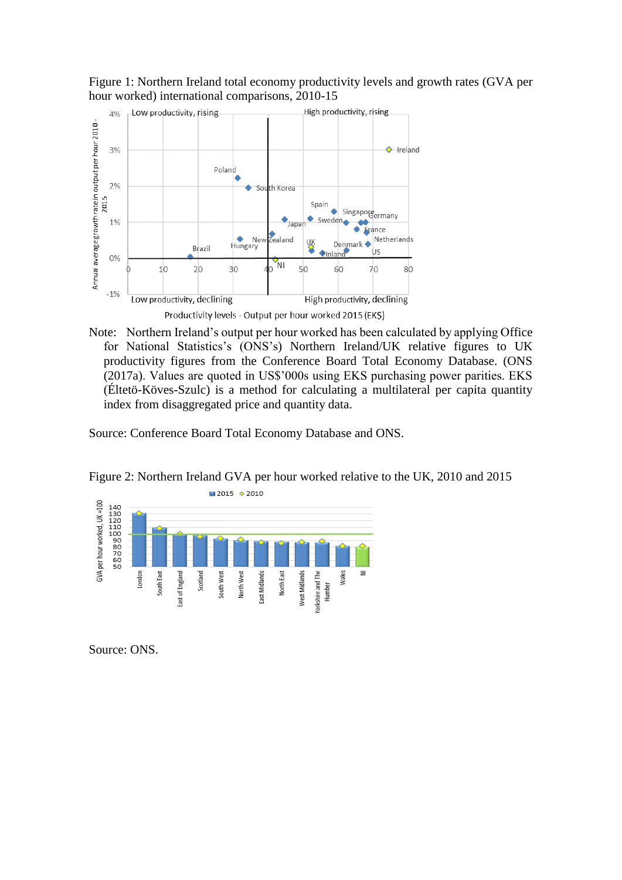Figure 1: Northern Ireland total economy productivity levels and growth rates (GVA per hour worked) international comparisons, 2010-15

Note: Northern Ireland's output per hour worked has been calculated by applying Office for National Statistics's (ONS's) Northern Ireland/UK relative figures to UK productivity figures from the Conference Board Total Economy Database. (ONS (2017a). Values are quoted in US$'000s using EKS purchasing power parities. EKS (Éltetö-Köves-Szulc) is a method for calculating a multilateral per capita quantity index from disaggregated price and quantity data.

Source: Conference Board Total Economy Database and ONS.

Figure 2: Northern Ireland GVA per hour worked relative to the UK, 2010 and 2015

Source: ONS.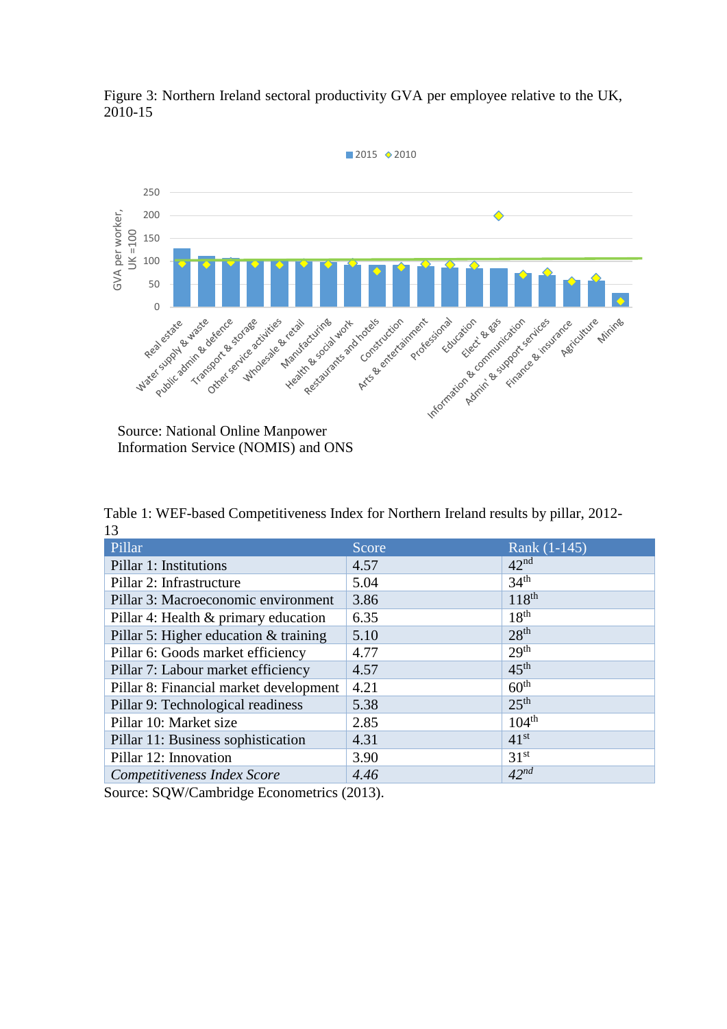Figure 3: Northern Ireland sectoral productivity GVA per employee relative to the UK, 2010-15

Source: National Online Manpower Information Service (NOMIS) and ONS

Table 1: WEF-based Competitiveness Index for Northern Ireland results by pillar, 2012-13

| Pillar | Score | Rank (1-145) |
|---|---|---|
| Pillar 1: Institutions | 4.57 | 42nd |
| Pillar 2: Infrastructure | 5.04 | 34th |
| Pillar 3: Macroeconomic environment | 3.86 | 118th |
| Pillar 4: Health & primary education | 6.35 | 18th |
| Pillar 5: Higher education & training | 5.10 | 28th |
| Pillar 6: Goods market efficiency | 4.77 | 29th |
| Pillar 7: Labour market efficiency | 4.57 | 45th |
| Pillar 8: Financial market development | 4.21 | 60th |
| Pillar 9: Technological readiness | 5.38 | 25th |
| Pillar 10: Market size | 2.85 | 104th |
| Pillar 11: Business sophistication | 4.31 | 41st |
| Pillar 12: Innovation | 3.90 | 31st |
| *Competitiveness Index Score* | *4.46* | *42nd* |

Source: SQW/Cambridge Econometrics (2013).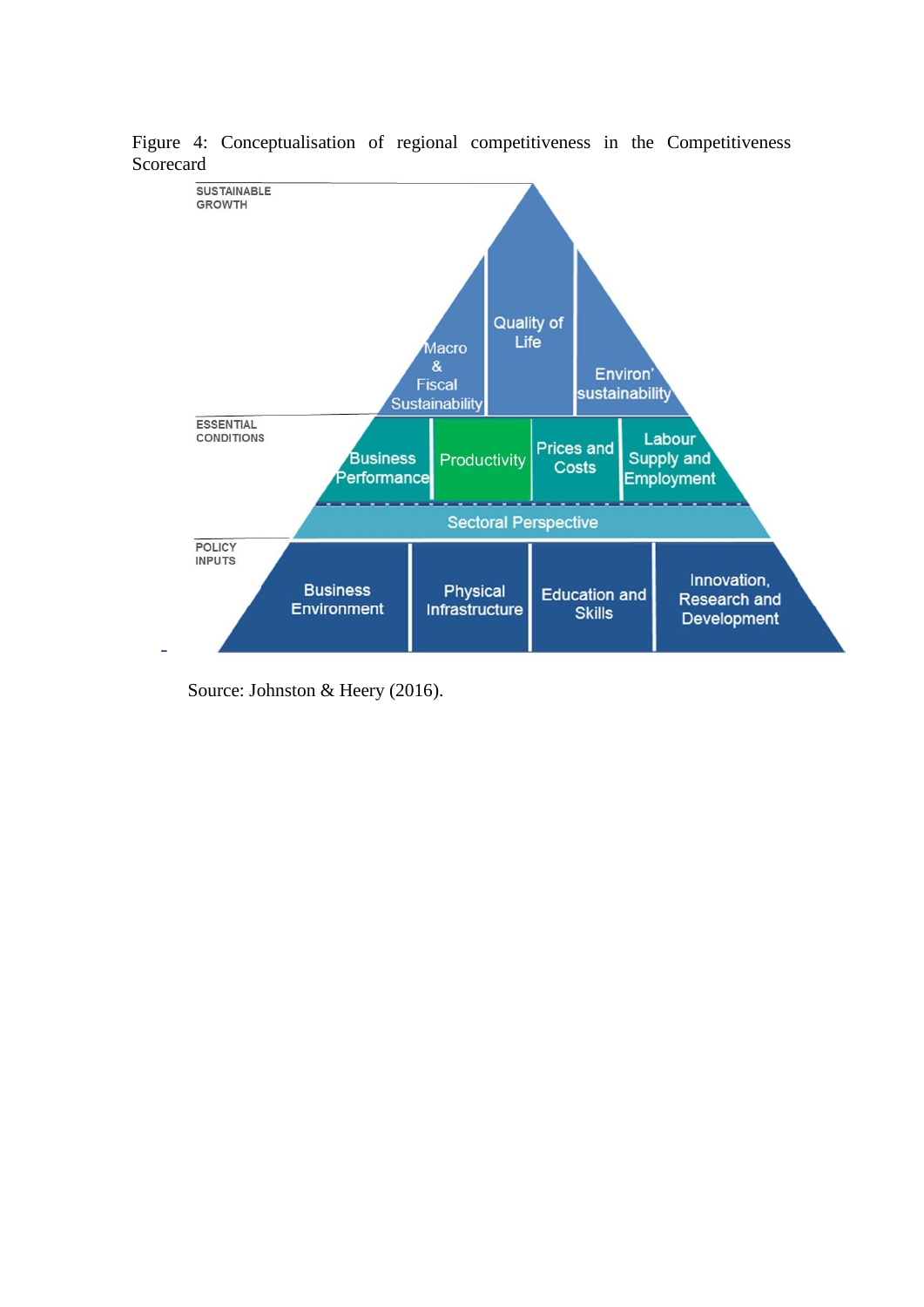Figure 4: Conceptualisation of regional competitiveness in the Competitiveness Scorecard

**SUSTAINABLE GROWTH**
- Macro & Fiscal Sustainability
- Quality of Life
- Environ' sustainability

**ESSENTIAL CONDITIONS**
- Business Performance
- Productivity
- Prices and Costs
- Labour Supply and Employment

Sectoral Perspective

**POLICY INPUTS**
- Business Environment
- Physical Infrastructure
- Education and Skills
- Innovation, Research and Development

Source: Johnston & Heery (2016).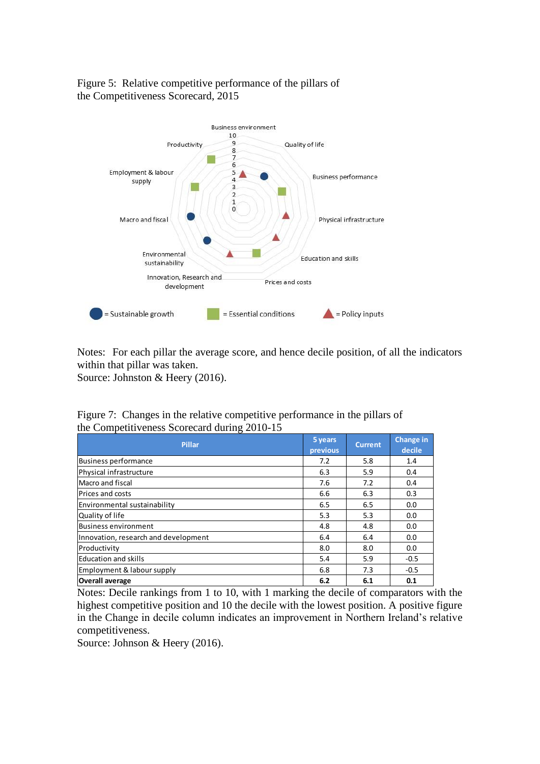Figure 5: Relative competitive performance of the pillars of the Competitiveness Scorecard, 2015

Business environment

10
9
8
7
6
5
4
3
2
1
0

Quality of life

Business performance

Physical infrastructure

Education and skills

Prices and costs

Innovation, Research and development

Environmental sustainability

Macro and fiscal

Employment & labour supply

Productivity

= Sustainable growth

= Essential conditions

= Policy inputs

Notes: For each pillar the average score, and hence decile position, of all the indicators within that pillar was taken.
Source: Johnston & Heery (2016).

Figure 7: Changes in the relative competitive performance in the pillars of the Competitiveness Scorecard during 2010-15

| Pillar | 5 years previous | Current | Change in decile |
|---|---|---|---|
| Business performance | 7.2 | 5.8 | 1.4 |
| Physical infrastructure | 6.3 | 5.9 | 0.4 |
| Macro and fiscal | 7.6 | 7.2 | 0.4 |
| Prices and costs | 6.6 | 6.3 | 0.3 |
| Environmental sustainability | 6.5 | 6.5 | 0.0 |
| Quality of life | 5.3 | 5.3 | 0.0 |
| Business environment | 4.8 | 4.8 | 0.0 |
| Innovation, research and development | 6.4 | 6.4 | 0.0 |
| Productivity | 8.0 | 8.0 | 0.0 |
| Education and skills | 5.4 | 5.9 | -0.5 |
| Employment & labour supply | 6.8 | 7.3 | -0.5 |
| **Overall average** | **6.2** | **6.1** | **0.1** |

Notes: Decile rankings from 1 to 10, with 1 marking the decile of comparators with the highest competitive position and 10 the decile with the lowest position. A positive figure in the Change in decile column indicates an improvement in Northern Ireland's relative competitiveness.
Source: Johnson & Heery (2016).